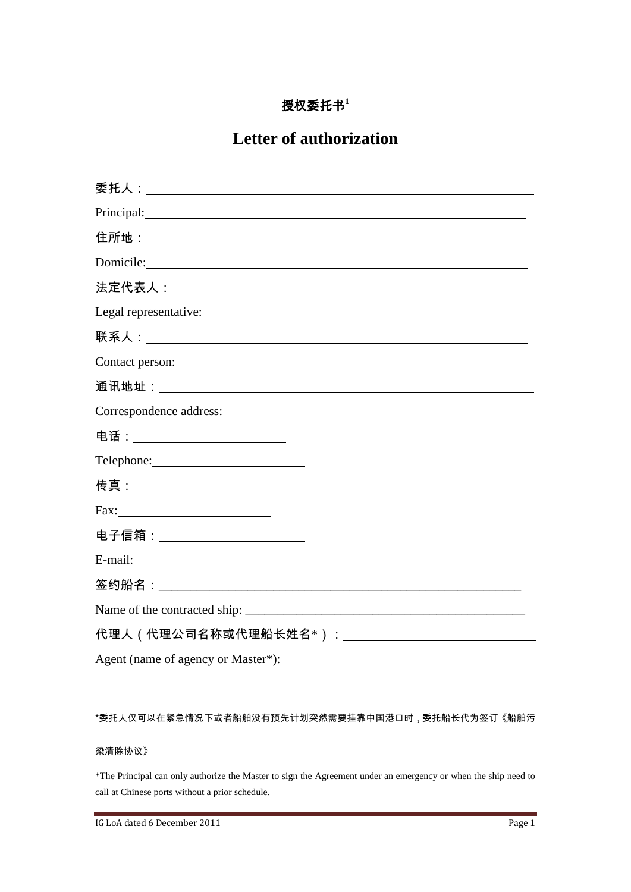# 授权委托书[1]

# Letter of authorization

委托人：\_\_\_\_\_\_\_\_\_\_\_\_\_\_\_\_\_\_\_\_\_\_\_\_\_\_\_\_\_\_\_\_\_\_\_\_\_\_\_\_\_\_\_\_\_\_\_\_\_\_\_\_\_\_\_\_

Principal:\_\_\_\_\_\_\_\_\_\_\_\_\_\_\_\_\_\_\_\_\_\_\_\_\_\_\_\_\_\_\_\_\_\_\_\_\_\_\_\_\_\_\_\_\_\_\_\_\_\_\_\_\_\_\_\_

住所地：\_\_\_\_\_\_\_\_\_\_\_\_\_\_\_\_\_\_\_\_\_\_\_\_\_\_\_\_\_\_\_\_\_\_\_\_\_\_\_\_\_\_\_\_\_\_\_\_\_\_\_\_\_\_\_\_

Domicile:\_\_\_\_\_\_\_\_\_\_\_\_\_\_\_\_\_\_\_\_\_\_\_\_\_\_\_\_\_\_\_\_\_\_\_\_\_\_\_\_\_\_\_\_\_\_\_\_\_\_\_\_\_\_\_\_

法定代表人：\_\_\_\_\_\_\_\_\_\_\_\_\_\_\_\_\_\_\_\_\_\_\_\_\_\_\_\_\_\_\_\_\_\_\_\_\_\_\_\_\_\_\_\_\_\_\_\_\_\_\_\_

Legal representative:\_\_\_\_\_\_\_\_\_\_\_\_\_\_\_\_\_\_\_\_\_\_\_\_\_\_\_\_\_\_\_\_\_\_\_\_\_\_\_\_\_\_\_\_\_\_\_\_

联系人：\_\_\_\_\_\_\_\_\_\_\_\_\_\_\_\_\_\_\_\_\_\_\_\_\_\_\_\_\_\_\_\_\_\_\_\_\_\_\_\_\_\_\_\_\_\_\_\_\_\_\_\_\_\_\_\_

Contact person:\_\_\_\_\_\_\_\_\_\_\_\_\_\_\_\_\_\_\_\_\_\_\_\_\_\_\_\_\_\_\_\_\_\_\_\_\_\_\_\_\_\_\_\_\_\_\_\_\_\_\_\_

通讯地址：\_\_\_\_\_\_\_\_\_\_\_\_\_\_\_\_\_\_\_\_\_\_\_\_\_\_\_\_\_\_\_\_\_\_\_\_\_\_\_\_\_\_\_\_\_\_\_\_\_\_\_\_\_\_

Correspondence address:\_\_\_\_\_\_\_\_\_\_\_\_\_\_\_\_\_\_\_\_\_\_\_\_\_\_\_\_\_\_\_\_\_\_\_\_\_\_\_\_\_\_\_\_

电话：\_\_\_\_\_\_\_\_\_\_\_\_\_\_\_\_\_\_\_\_\_\_\_\_

Telephone:\_\_\_\_\_\_\_\_\_\_\_\_\_\_\_\_\_\_\_\_\_\_\_\_

传真：\_\_\_\_\_\_\_\_\_\_\_\_\_\_\_\_\_\_\_\_\_\_\_\_

Fax:\_\_\_\_\_\_\_\_\_\_\_\_\_\_\_\_\_\_\_\_\_\_\_\_

电子信箱：\_\_\_\_\_\_\_\_\_\_\_\_\_\_\_\_\_\_\_\_\_\_\_\_

E-mail:\_\_\_\_\_\_\_\_\_\_\_\_\_\_\_\_\_\_\_\_\_\_\_\_

签约船名：\_\_\_\_\_\_\_\_\_\_\_\_\_\_\_\_\_\_\_\_\_\_\_\_\_\_\_\_\_\_\_\_\_\_\_\_\_\_\_\_\_\_\_\_\_\_\_\_\_\_\_\_\_\_

Name of the contracted ship: \_\_\_\_\_\_\_\_\_\_\_\_\_\_\_\_\_\_\_\_\_\_\_\_\_\_\_\_\_\_\_\_\_\_\_\_\_\_\_\_\_\_\_\_

代理人（代理公司名称或代理船长姓名*）：\_\_\_\_\_\_\_\_\_\_\_\_\_\_\_\_\_\_\_\_\_\_\_\_\_\_\_\_\_\_

Agent (name of agency or Master*): \_\_\_\_\_\_\_\_\_\_\_\_\_\_\_\_\_\_\_\_\_\_\_\_\_\_\_\_\_\_\_\_\_\_\_\_\_\_

---

*委托人仅可以在紧急情况下或者船舶没有预先计划突然需要挂靠中国港口时，委托船长代为签订《船舶污染清除协议》

*The Principal can only authorize the Master to sign the Agreement under an emergency or when the ship need to call at Chinese ports without a prior schedule.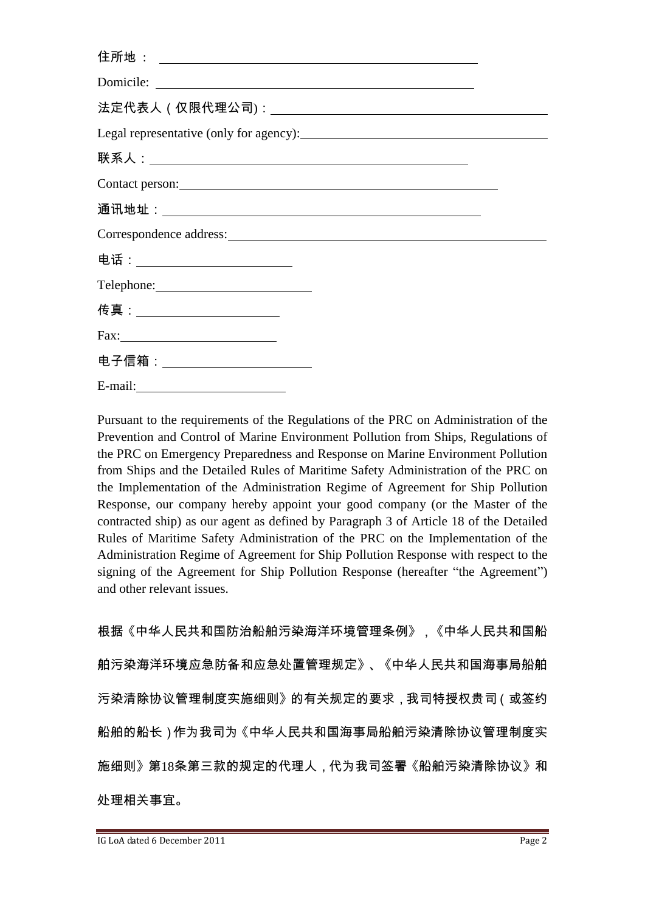住所地：\_\_\_\_\_\_\_\_\_\_\_\_\_\_\_\_\_\_\_\_\_\_\_\_\_\_\_\_\_\_\_\_\_\_\_\_\_\_\_\_\_\_\_\_\_\_

Domicile: \_\_\_\_\_\_\_\_\_\_\_\_\_\_\_\_\_\_\_\_\_\_\_\_\_\_\_\_\_\_\_\_\_\_\_\_\_\_\_\_\_\_\_\_\_\_

法定代表人（仅限代理公司)：\_\_\_\_\_\_\_\_\_\_\_\_\_\_\_\_\_\_\_\_\_\_\_\_\_\_\_\_\_\_\_\_\_\_\_\_

Legal representative (only for agency):\_\_\_\_\_\_\_\_\_\_\_\_\_\_\_\_\_\_\_\_\_\_\_\_\_\_\_\_\_\_\_\_\_\_\_\_

联系人：\_\_\_\_\_\_\_\_\_\_\_\_\_\_\_\_\_\_\_\_\_\_\_\_\_\_\_\_\_\_\_\_\_\_\_\_\_\_\_\_\_\_\_\_\_\_

Contact person:\_\_\_\_\_\_\_\_\_\_\_\_\_\_\_\_\_\_\_\_\_\_\_\_\_\_\_\_\_\_\_\_\_\_\_\_\_\_\_\_\_\_\_\_\_\_

通讯地址：\_\_\_\_\_\_\_\_\_\_\_\_\_\_\_\_\_\_\_\_\_\_\_\_\_\_\_\_\_\_\_\_\_\_\_\_\_\_\_\_\_\_\_\_\_\_

Correspondence address:\_\_\_\_\_\_\_\_\_\_\_\_\_\_\_\_\_\_\_\_\_\_\_\_\_\_\_\_\_\_\_\_\_\_\_\_\_\_\_\_\_\_\_\_\_\_

电话：\_\_\_\_\_\_\_\_\_\_\_\_\_\_\_\_\_\_\_\_\_\_\_\_

Telephone:\_\_\_\_\_\_\_\_\_\_\_\_\_\_\_\_\_\_\_\_\_\_\_\_

传真：\_\_\_\_\_\_\_\_\_\_\_\_\_\_\_\_\_\_\_\_\_\_\_\_

Fax:\_\_\_\_\_\_\_\_\_\_\_\_\_\_\_\_\_\_\_\_\_\_\_\_

电子信箱：\_\_\_\_\_\_\_\_\_\_\_\_\_\_\_\_\_\_\_\_\_\_\_\_

E-mail:\_\_\_\_\_\_\_\_\_\_\_\_\_\_\_\_\_\_\_\_\_\_\_\_

Pursuant to the requirements of the Regulations of the PRC on Administration of the Prevention and Control of Marine Environment Pollution from Ships, Regulations of the PRC on Emergency Preparedness and Response on Marine Environment Pollution from Ships and the Detailed Rules of Maritime Safety Administration of the PRC on the Implementation of the Administration Regime of Agreement for Ship Pollution Response, our company hereby appoint your good company (or the Master of the contracted ship) as our agent as defined by Paragraph 3 of Article 18 of the Detailed Rules of Maritime Safety Administration of the PRC on the Implementation of the Administration Regime of Agreement for Ship Pollution Response with respect to the signing of the Agreement for Ship Pollution Response (hereafter "the Agreement") and other relevant issues.

根据《中华人民共和国防治船舶污染海洋环境管理条例》，《中华人民共和国船舶污染海洋环境应急防备和应急处置管理规定》、《中华人民共和国海事局船舶污染清除协议管理制度实施细则》的有关规定的要求，我司特授权贵司（或签约船舶的船长）作为我司为《中华人民共和国海事局船舶污染清除协议管理制度实施细则》第18条第三款的规定的代理人，代为我司签署《船舶污染清除协议》和处理相关事宜。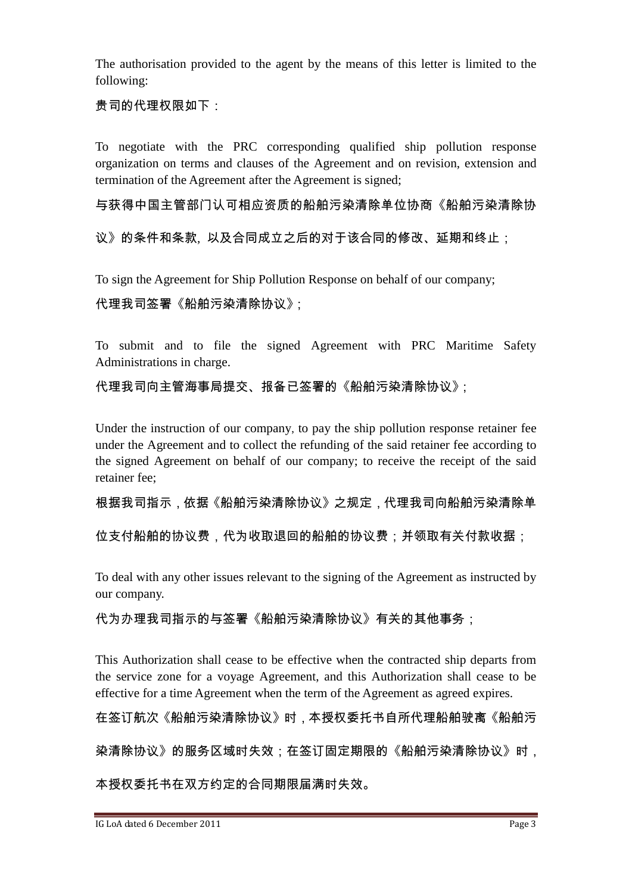The authorisation provided to the agent by the means of this letter is limited to the following:

贵司的代理权限如下：

To negotiate with the PRC corresponding qualified ship pollution response organization on terms and clauses of the Agreement and on revision, extension and termination of the Agreement after the Agreement is signed;

与获得中国主管部门认可相应资质的船舶污染清除单位协商《船舶污染清除协议》的条件和条款，以及合同成立之后的对于该合同的修改、延期和终止；

To sign the Agreement for Ship Pollution Response on behalf of our company;

代理我司签署《船舶污染清除协议》;

To submit and to file the signed Agreement with PRC Maritime Safety Administrations in charge.

代理我司向主管海事局提交、报备已签署的《船舶污染清除协议》;

Under the instruction of our company, to pay the ship pollution response retainer fee under the Agreement and to collect the refunding of the said retainer fee according to the signed Agreement on behalf of our company; to receive the receipt of the said retainer fee;

根据我司指示，依据《船舶污染清除协议》之规定，代理我司向船舶污染清除单位支付船舶的协议费，代为收取退回的船舶的协议费；并领取有关付款收据；

To deal with any other issues relevant to the signing of the Agreement as instructed by our company.

代为办理我司指示的与签署《船舶污染清除协议》有关的其他事务；

This Authorization shall cease to be effective when the contracted ship departs from the service zone for a voyage Agreement, and this Authorization shall cease to be effective for a time Agreement when the term of the Agreement as agreed expires.

在签订航次《船舶污染清除协议》时，本授权委托书自所代理船舶驶离《船舶污染清除协议》的服务区域时失效；在签订固定期限的《船舶污染清除协议》时，本授权委托书在双方约定的合同期限届满时失效。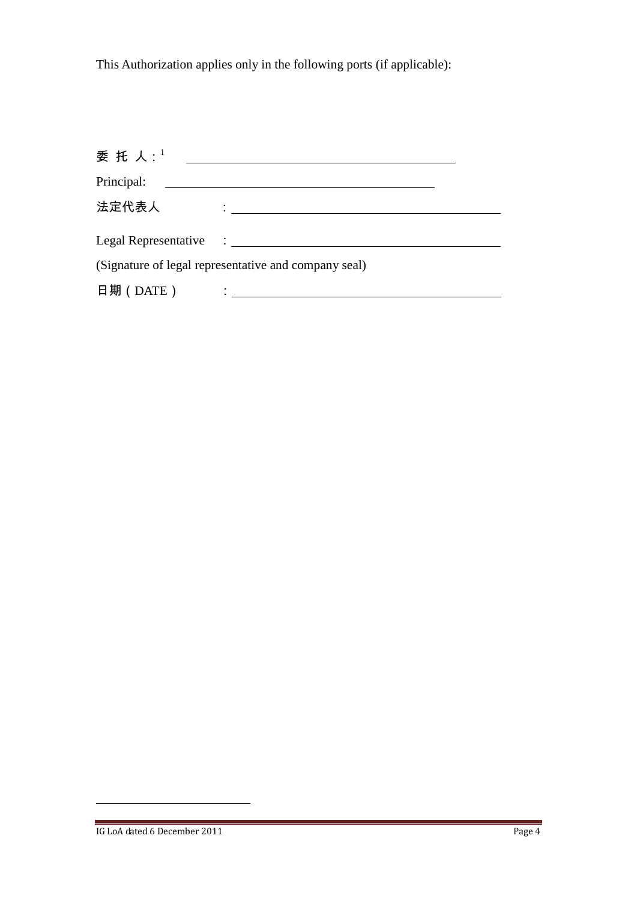This Authorization applies only in the following ports (if applicable):

委 托 人：[1] \_\_\_\_\_\_\_\_\_\_\_\_\_\_\_\_\_\_\_\_\_\_\_\_\_\_\_\_\_\_\_\_\_\_\_\_\_\_\_\_

Principal: \_\_\_\_\_\_\_\_\_\_\_\_\_\_\_\_\_\_\_\_\_\_\_\_\_\_\_\_\_\_\_\_\_\_\_\_\_\_\_\_

法定代表人 : \_\_\_\_\_\_\_\_\_\_\_\_\_\_\_\_\_\_\_\_\_\_\_\_\_\_\_\_\_\_\_\_\_\_\_\_\_\_\_\_

Legal Representative : \_\_\_\_\_\_\_\_\_\_\_\_\_\_\_\_\_\_\_\_\_\_\_\_\_\_\_\_\_\_\_\_\_\_\_\_\_\_\_\_

(Signature of legal representative and company seal)

日期（DATE） : \_\_\_\_\_\_\_\_\_\_\_\_\_\_\_\_\_\_\_\_\_\_\_\_\_\_\_\_\_\_\_\_\_\_\_\_\_\_\_\_